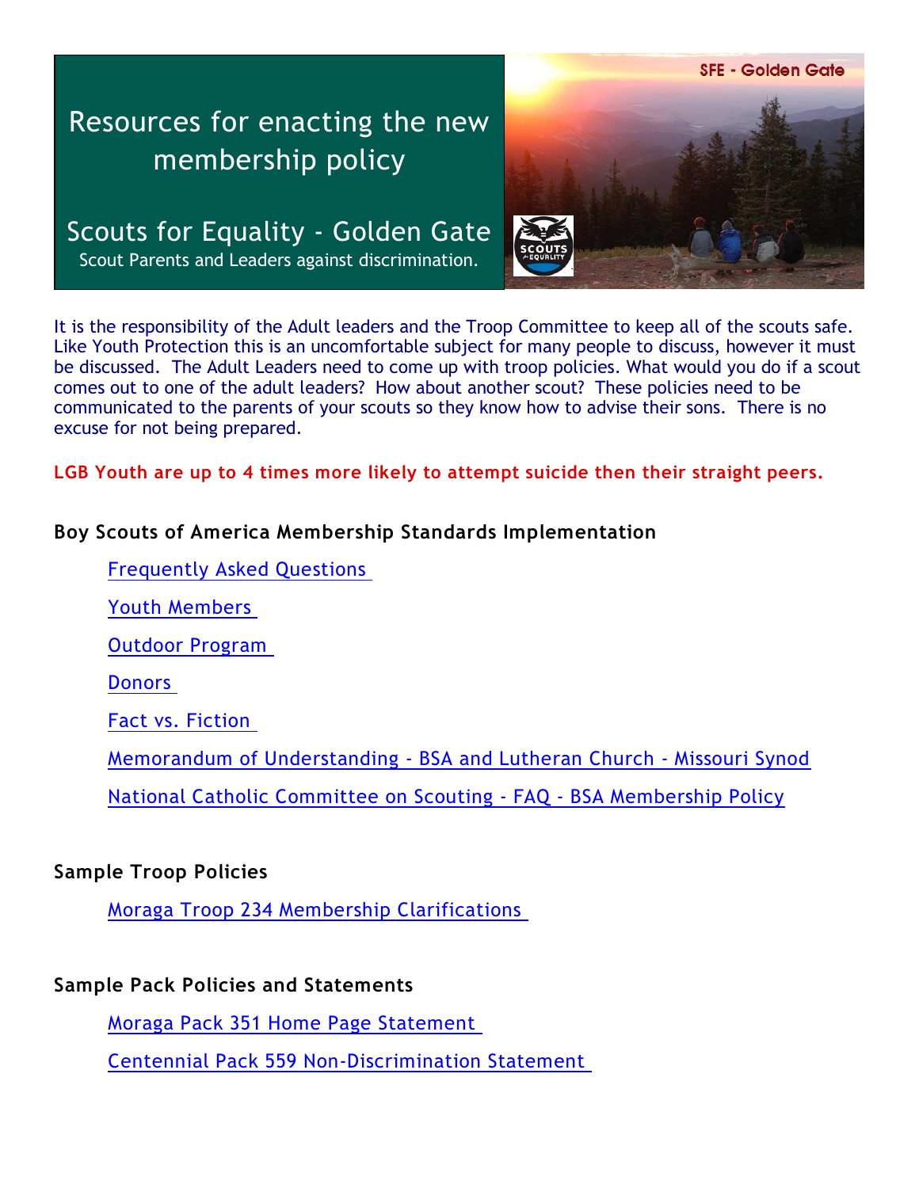# Resources for enacting the new membership policy

## Scouts for Equality - Golden Gate

Scout Parents and Leaders against discrimination.

SFE - Golden Gate

It is the responsibility of the Adult leaders and the Troop Committee to keep all of the scouts safe. Like Youth Protection this is an uncomfortable subject for many people to discuss, however it must be discussed. The Adult Leaders need to come up with troop policies. What would you do if a scout comes out to one of the adult leaders? How about another scout? These policies need to be communicated to the parents of your scouts so they know how to advise their sons. There is no excuse for not being prepared.

**LGB Youth are up to 4 times more likely to attempt suicide then their straight peers.**

### Boy Scouts of America Membership Standards Implementation

- Frequently Asked Questions
- Youth Members
- Outdoor Program
- Donors
- Fact vs. Fiction
- Memorandum of Understanding - BSA and Lutheran Church - Missouri Synod
- National Catholic Committee on Scouting - FAQ - BSA Membership Policy

### Sample Troop Policies

- Moraga Troop 234 Membership Clarifications

### Sample Pack Policies and Statements

- Moraga Pack 351 Home Page Statement
- Centennial Pack 559 Non-Discrimination Statement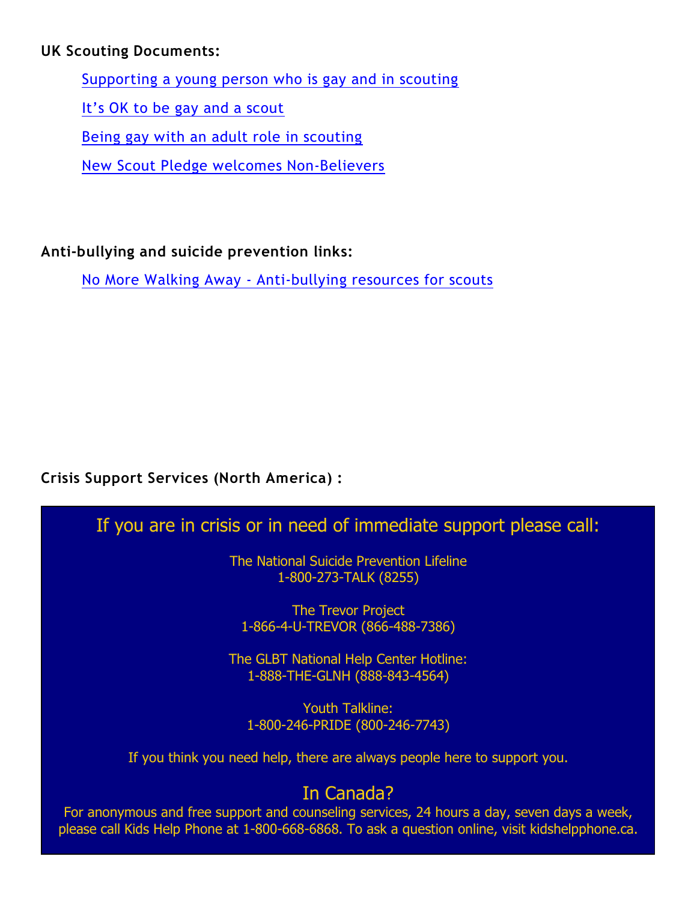**UK Scouting Documents:**

- Supporting a young person who is gay and in scouting
- It's OK to be gay and a scout
- Being gay with an adult role in scouting
- New Scout Pledge welcomes Non-Believers

**Anti-bullying and suicide prevention links:**

- No More Walking Away - Anti-bullying resources for scouts

**Crisis Support Services (North America) :**

## If you are in crisis or in need of immediate support please call:

The National Suicide Prevention Lifeline
1-800-273-TALK (8255)

The Trevor Project
1-866-4-U-TREVOR (866-488-7386)

The GLBT National Help Center Hotline:
1-888-THE-GLNH (888-843-4564)

Youth Talkline:
1-800-246-PRIDE (800-246-7743)

If you think you need help, there are always people here to support you.

## In Canada?

For anonymous and free support and counseling services, 24 hours a day, seven days a week, please call Kids Help Phone at 1-800-668-6868. To ask a question online, visit kidshelpphone.ca.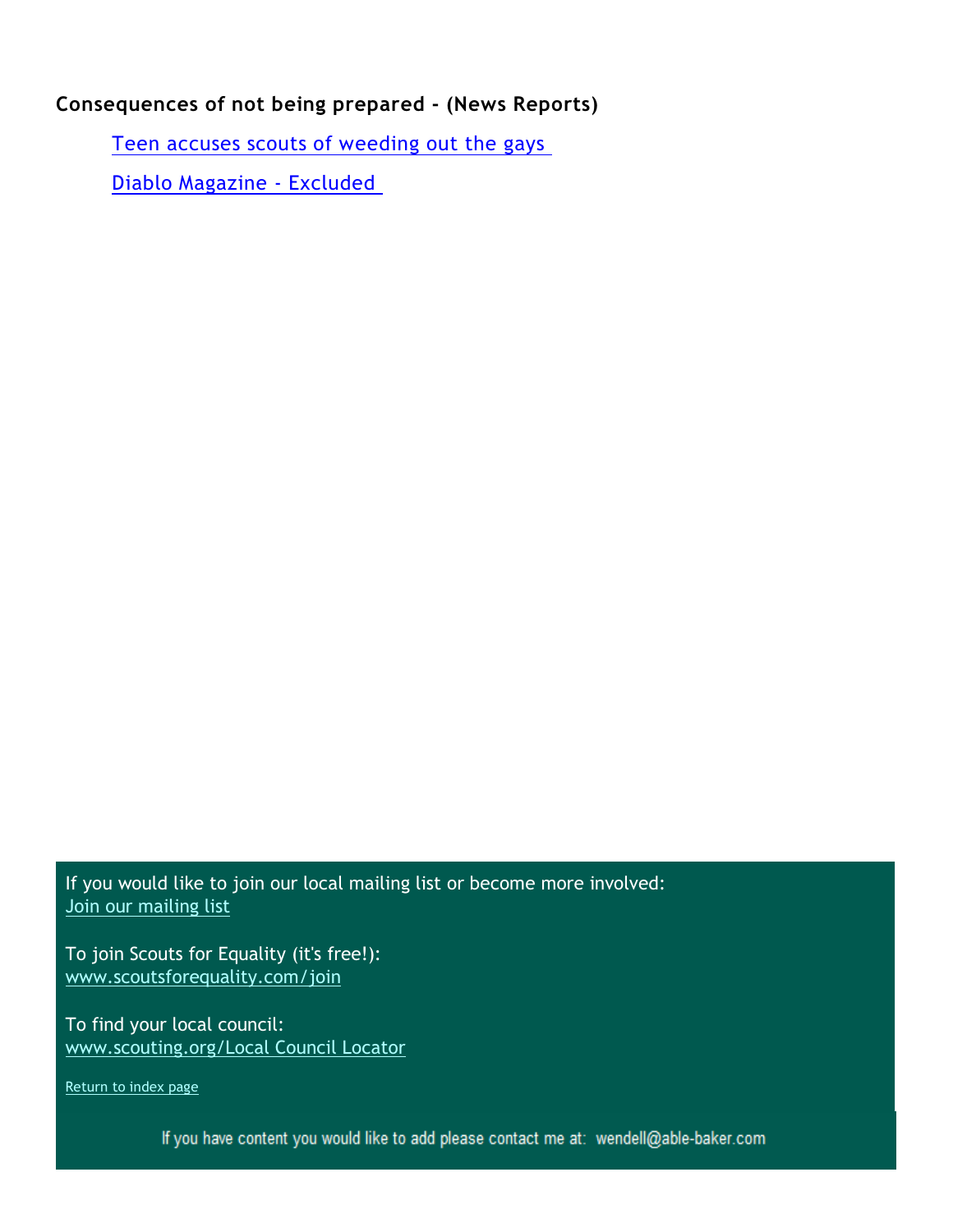**Consequences of not being prepared - (News Reports)**

- Teen accuses scouts of weeding out the gays
- Diablo Magazine - Excluded

If you would like to join our local mailing list or become more involved:
Join our mailing list

To join Scouts for Equality (it's free!):
www.scoutsforequality.com/join

To find your local council:
www.scouting.org/Local Council Locator

Return to index page

If you have content you would like to add please contact me at: wendell@able-baker.com